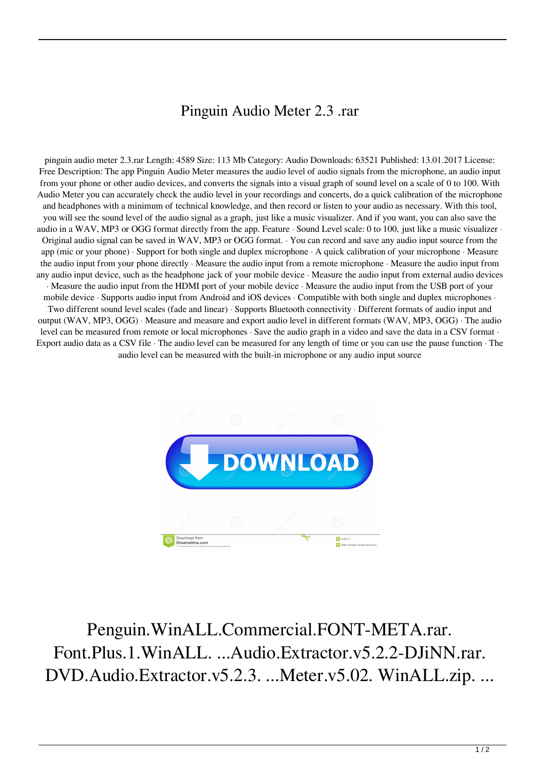# Pinguin Audio Meter 2.3 .rar

pinguin audio meter 2.3.rar Length: 4589 Size: 113 Mb Category: Audio Downloads: 63521 Published: 13.01.2017 License: Free Description: The app Pinguin Audio Meter measures the audio level of audio signals from the microphone, an audio input from your phone or other audio devices, and converts the signals into a visual graph of sound level on a scale of 0 to 100. With Audio Meter you can accurately check the audio level in your recordings and concerts, do a quick calibration of the microphone and headphones with a minimum of technical knowledge, and then record or listen to your audio as necessary. With this tool, you will see the sound level of the audio signal as a graph, just like a music visualizer. And if you want, you can also save the audio in a WAV, MP3 or OGG format directly from the app. Feature · Sound Level scale: 0 to 100, just like a music visualizer · Original audio signal can be saved in WAV, MP3 or OGG format. · You can record and save any audio input source from the app (mic or your phone) · Support for both single and duplex microphone · A quick calibration of your microphone · Measure the audio input from your phone directly · Measure the audio input from a remote microphone · Measure the audio input from any audio input device, such as the headphone jack of your mobile device · Measure the audio input from external audio devices · Measure the audio input from the HDMI port of your mobile device · Measure the audio input from the USB port of your mobile device · Supports audio input from Android and iOS devices · Compatible with both single and duplex microphones · Two different sound level scales (fade and linear) · Supports Bluetooth connectivity · Different formats of audio input and output (WAV, MP3, OGG) · Measure and measure and export audio level in different formats (WAV, MP3, OGG) · The audio level can be measured from remote or local microphones · Save the audio graph in a video and save the data in a CSV format · Export audio data as a CSV file · The audio level can be measured for any length of time or you can use the pause function · The audio level can be measured with the built-in microphone or any audio input source

Penguin.WinALL.Commercial.FONT-META.rar. Font.Plus.1.WinALL. ...Audio.Extractor.v5.2.2-DJiNN.rar. DVD.Audio.Extractor.v5.2.3. ...Meter.v5.02. WinALL.zip. ...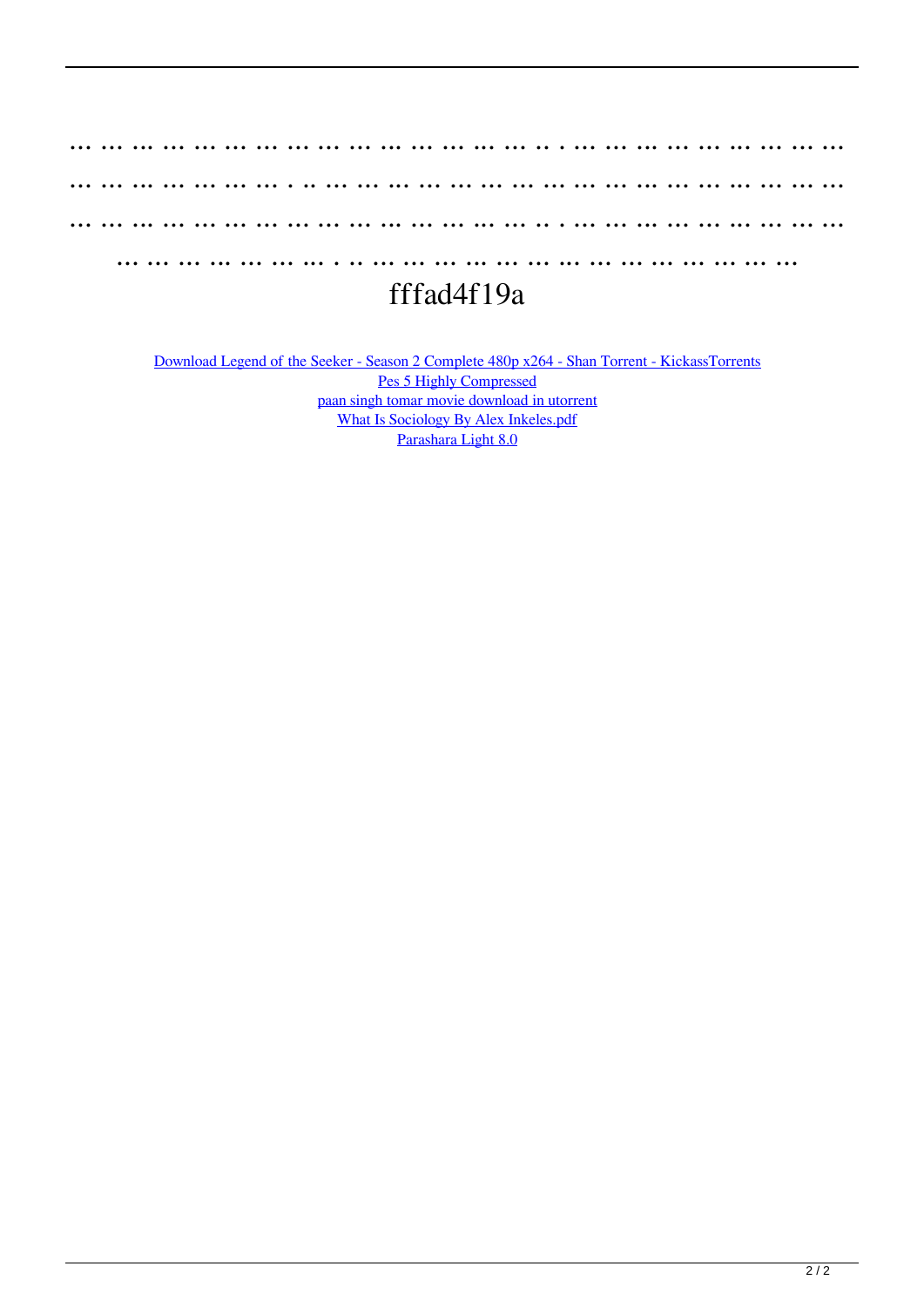… … … … … … … … … … … … … … … .. . … … … … … … … … …
… … … … … … … . .. … … … … … … … … … … … … … … … … …
… … … … … … … … … … … … … … … .. . … … … … … … … … …
… … … … … … … . .. … … … … … … … … … … … … … … …

fffad4f19a

Download Legend of the Seeker - Season 2 Complete 480p x264 - Shan Torrent - KickassTorrents
Pes 5 Highly Compressed
paan singh tomar movie download in utorrent
What Is Sociology By Alex Inkeles.pdf
Parashara Light 8.0